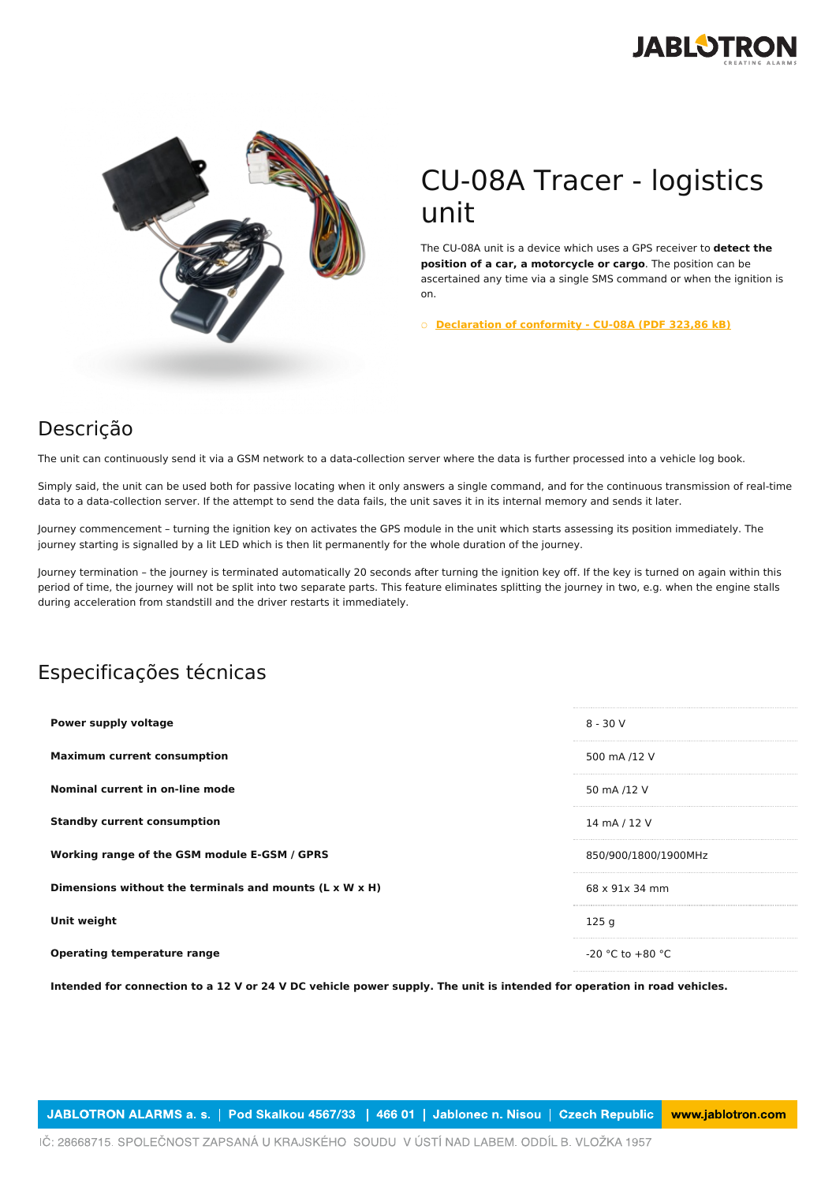# CU-08A Tracer - logistics unit

The CU-08A unit is a device which uses a GPS receiver to **detect the position of a car, a motorcycle or cargo**. The position can be ascertained any time via a single SMS command or when the ignition is on.

- **Declaration of conformity - CU-08A (PDF 323,86 kB)**

## Descrição

The unit can continuously send it via a GSM network to a data-collection server where the data is further processed into a vehicle log book.

Simply said, the unit can be used both for passive locating when it only answers a single command, and for the continuous transmission of real-time data to a data-collection server. If the attempt to send the data fails, the unit saves it in its internal memory and sends it later.

Journey commencement – turning the ignition key on activates the GPS module in the unit which starts assessing its position immediately. The journey starting is signalled by a lit LED which is then lit permanently for the whole duration of the journey.

Journey termination – the journey is terminated automatically 20 seconds after turning the ignition key off. If the key is turned on again within this period of time, the journey will not be split into two separate parts. This feature eliminates splitting the journey in two, e.g. when the engine stalls during acceleration from standstill and the driver restarts it immediately.

## Especificações técnicas

| | |
|---|---|
| **Power supply voltage** | 8 - 30 V |
| **Maximum current consumption** | 500 mA /12 V |
| **Nominal current in on-line mode** | 50 mA /12 V |
| **Standby current consumption** | 14 mA / 12 V |
| **Working range of the GSM module E-GSM / GPRS** | 850/900/1800/1900MHz |
| **Dimensions without the terminals and mounts (L x W x H)** | 68 x 91x 34 mm |
| **Unit weight** | 125 g |
| **Operating temperature range** | -20 °C to +80 °C |

**Intended for connection to a 12 V or 24 V DC vehicle power supply. The unit is intended for operation in road vehicles.**